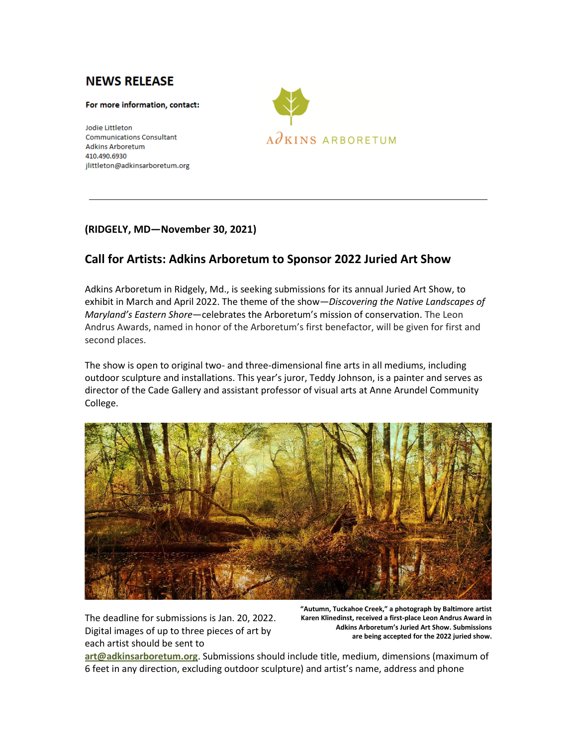# NEWS RELEASE

**For more information, contact:**

Jodie Littleton
Communications Consultant
Adkins Arboretum
410.490.6930
jlittleton@adkinsarboretum.org

---

**(RIDGELY, MD—November 30, 2021)**

## Call for Artists: Adkins Arboretum to Sponsor 2022 Juried Art Show

Adkins Arboretum in Ridgely, Md., is seeking submissions for its annual Juried Art Show, to exhibit in March and April 2022. The theme of the show—*Discovering the Native Landscapes of Maryland's Eastern Shore*—celebrates the Arboretum's mission of conservation. The Leon Andrus Awards, named in honor of the Arboretum's first benefactor, will be given for first and second places.

The show is open to original two- and three-dimensional fine arts in all mediums, including outdoor sculpture and installations. This year's juror, Teddy Johnson, is a painter and serves as director of the Cade Gallery and assistant professor of visual arts at Anne Arundel Community College.

**"Autumn, Tuckahoe Creek," a photograph by Baltimore artist Karen Klinedinst, received a first-place Leon Andrus Award in Adkins Arboretum's Juried Art Show. Submissions are being accepted for the 2022 juried show.**

The deadline for submissions is Jan. 20, 2022. Digital images of up to three pieces of art by each artist should be sent to art@adkinsarboretum.org. Submissions should include title, medium, dimensions (maximum of 6 feet in any direction, excluding outdoor sculpture) and artist's name, address and phone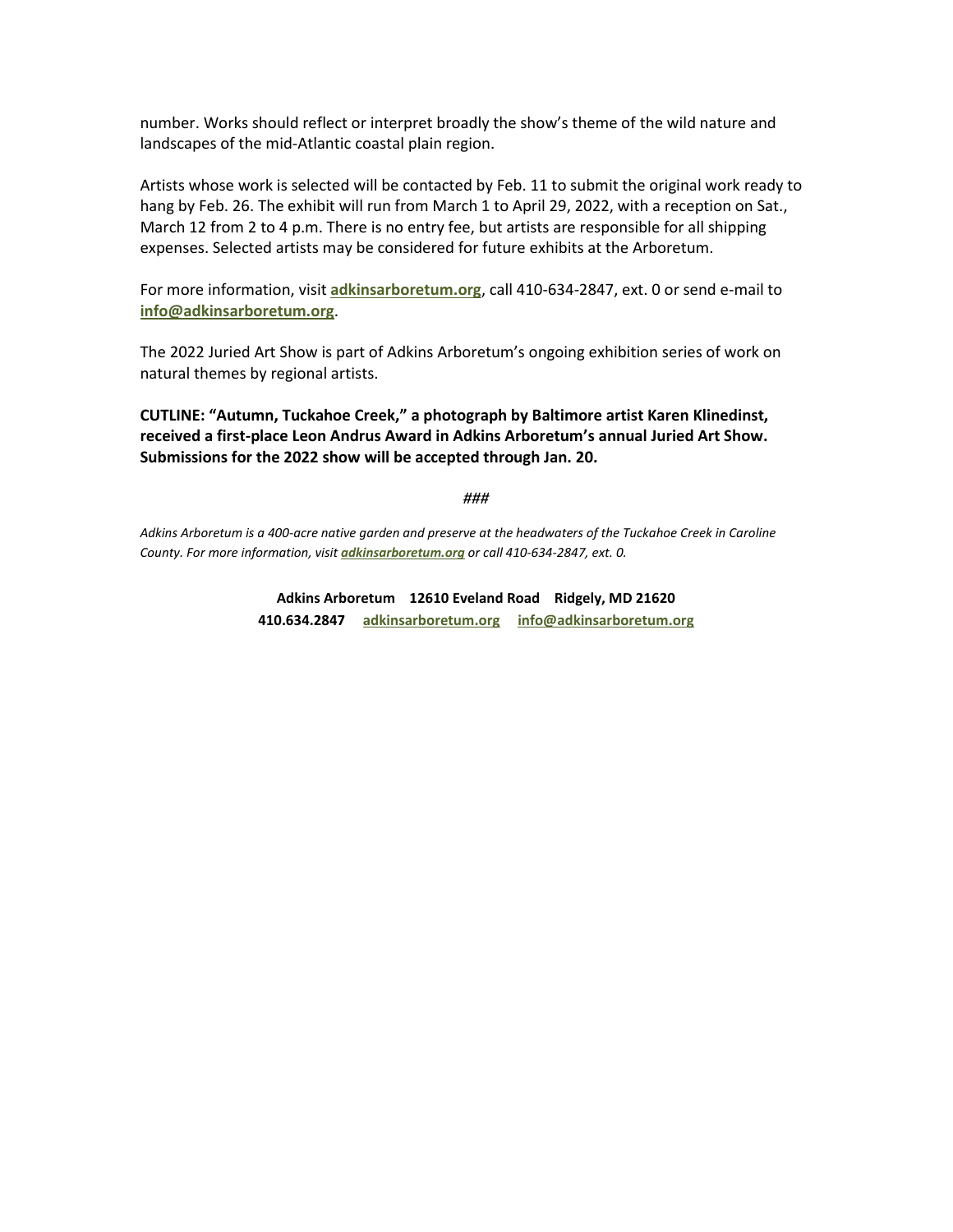number. Works should reflect or interpret broadly the show's theme of the wild nature and landscapes of the mid-Atlantic coastal plain region.

Artists whose work is selected will be contacted by Feb. 11 to submit the original work ready to hang by Feb. 26. The exhibit will run from March 1 to April 29, 2022, with a reception on Sat., March 12 from 2 to 4 p.m. There is no entry fee, but artists are responsible for all shipping expenses. Selected artists may be considered for future exhibits at the Arboretum.

For more information, visit **adkinsarboretum.org**, call 410-634-2847, ext. 0 or send e-mail to **info@adkinsarboretum.org**.

The 2022 Juried Art Show is part of Adkins Arboretum's ongoing exhibition series of work on natural themes by regional artists.

**CUTLINE: "Autumn, Tuckahoe Creek," a photograph by Baltimore artist Karen Klinedinst, received a first-place Leon Andrus Award in Adkins Arboretum's annual Juried Art Show. Submissions for the 2022 show will be accepted through Jan. 20.**

###

*Adkins Arboretum is a 400-acre native garden and preserve at the headwaters of the Tuckahoe Creek in Caroline County. For more information, visit **adkinsarboretum.org** or call 410-634-2847, ext. 0.*

**Adkins Arboretum 12610 Eveland Road Ridgely, MD 21620**
**410.634.2847 adkinsarboretum.org info@adkinsarboretum.org**